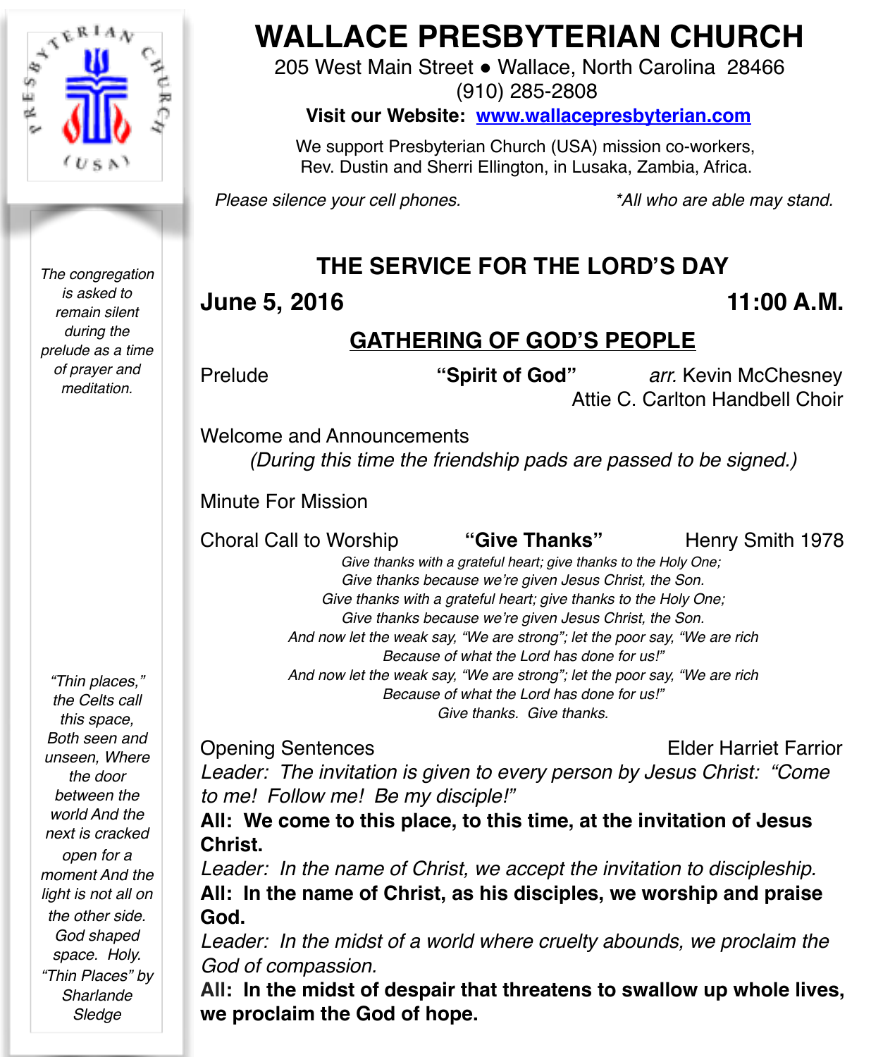# WALLACE PRESBYTERIAN CHURCH

205 West Main Street • Wallace, North Carolina 28466
(910) 285-2808

**Visit our Website: www.wallacepresbyterian.com**

We support Presbyterian Church (USA) mission co-workers, Rev. Dustin and Sherri Ellington, in Lusaka, Zambia, Africa.

*Please silence your cell phones.* *\*All who are able may stand.*

*The congregation is asked to remain silent during the prelude as a time of prayer and meditation.*

## THE SERVICE FOR THE LORD'S DAY

**June 5, 2016** **11:00 A.M.**

### GATHERING OF GOD'S PEOPLE

Prelude **"Spirit of God"** *arr.* Kevin McChesney
Attie C. Carlton Handbell Choir

Welcome and Announcements
*(During this time the friendship pads are passed to be signed.)*

Minute For Mission

Choral Call to Worship **"Give Thanks"** Henry Smith 1978

*Give thanks with a grateful heart; give thanks to the Holy One;*
*Give thanks because we're given Jesus Christ, the Son.*
*Give thanks with a grateful heart; give thanks to the Holy One;*
*Give thanks because we're given Jesus Christ, the Son.*
*And now let the weak say, "We are strong"; let the poor say, "We are rich*
*Because of what the Lord has done for us!"*
*And now let the weak say, "We are strong"; let the poor say, "We are rich*
*Because of what the Lord has done for us!"*
*Give thanks. Give thanks.*

Opening Sentences Elder Harriet Farrior

*Leader: The invitation is given to every person by Jesus Christ: "Come to me! Follow me! Be my disciple!"*
**All: We come to this place, to this time, at the invitation of Jesus Christ.**
*Leader: In the name of Christ, we accept the invitation to discipleship.*
**All: In the name of Christ, as his disciples, we worship and praise God.**
*Leader: In the midst of a world where cruelty abounds, we proclaim the God of compassion.*
**All: In the midst of despair that threatens to swallow up whole lives, we proclaim the God of hope.**

*"Thin places," the Celts call this space, Both seen and unseen, Where the door between the world And the next is cracked open for a moment And the light is not all on the other side. God shaped space. Holy. "Thin Places" by Sharlande Sledge*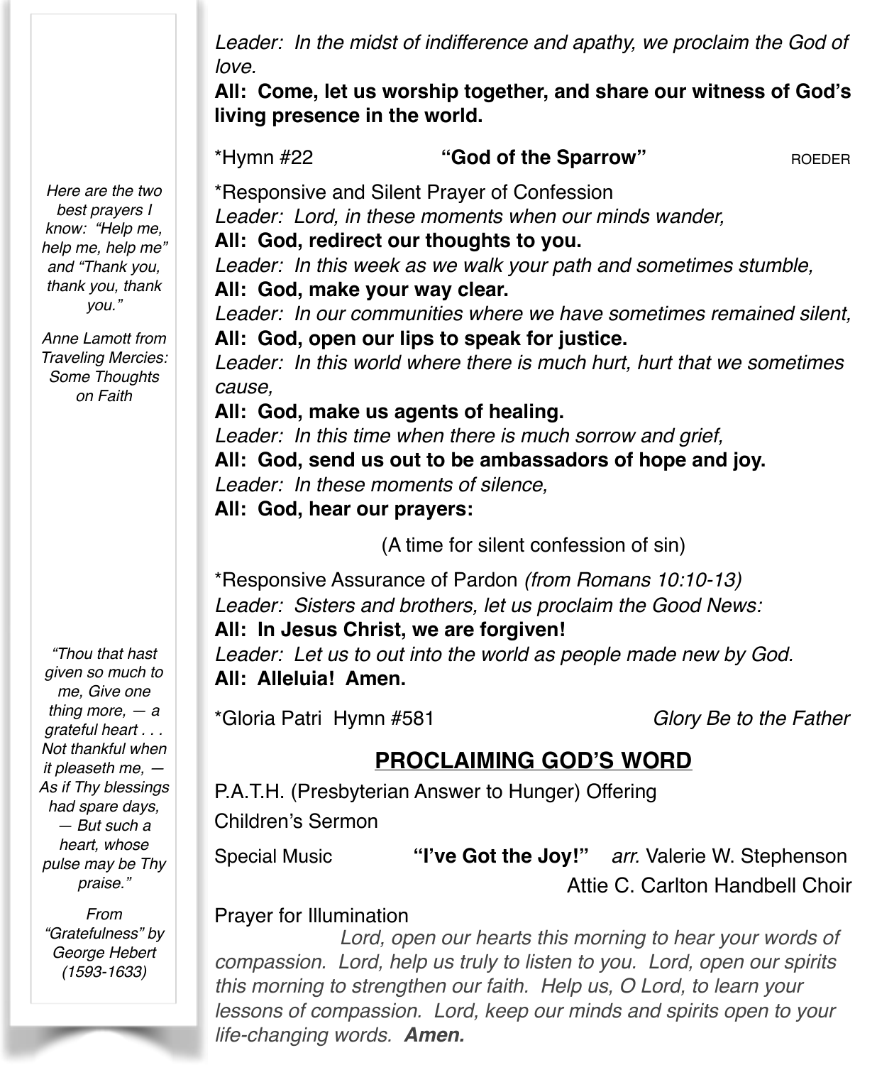*Here are the two best prayers I know: "Help me, help me, help me" and "Thank you, thank you, thank you."*

*Anne Lamott from Traveling Mercies: Some Thoughts on Faith*

*"Thou that hast given so much to me, Give one thing more, — a grateful heart . . . Not thankful when it pleaseth me, — As if Thy blessings had spare days, — But such a heart, whose pulse may be Thy praise."*

*From "Gratefulness" by George Hebert (1593-1633)*

*Leader: In the midst of indifference and apathy, we proclaim the God of love.*
**All: Come, let us worship together, and share our witness of God's living presence in the world.**

*Hymn #22 **"God of the Sparrow"** ROEDER

*Responsive and Silent Prayer of Confession
*Leader: Lord, in these moments when our minds wander,*
**All: God, redirect our thoughts to you.**
*Leader: In this week as we walk your path and sometimes stumble,*
**All: God, make your way clear.**
*Leader: In our communities where we have sometimes remained silent,*
**All: God, open our lips to speak for justice.**
*Leader: In this world where there is much hurt, hurt that we sometimes cause,*
**All: God, make us agents of healing.**
*Leader: In this time when there is much sorrow and grief,*
**All: God, send us out to be ambassadors of hope and joy.**
*Leader: In these moments of silence,*
**All: God, hear our prayers:**

(A time for silent confession of sin)

*Responsive Assurance of Pardon *(from Romans 10:10-13)*
*Leader: Sisters and brothers, let us proclaim the Good News:*
**All: In Jesus Christ, we are forgiven!**
*Leader: Let us to out into the world as people made new by God.*
**All: Alleluia! Amen.**

*Gloria Patri Hymn #581 *Glory Be to the Father*

## PROCLAIMING GOD'S WORD

P.A.T.H. (Presbyterian Answer to Hunger) Offering

Children's Sermon

Special Music **"I've Got the Joy!"** *arr.* Valerie W. Stephenson
Attie C. Carlton Handbell Choir

Prayer for Illumination

*Lord, open our hearts this morning to hear your words of compassion. Lord, help us truly to listen to you. Lord, open our spirits this morning to strengthen our faith. Help us, O Lord, to learn your lessons of compassion. Lord, keep our minds and spirits open to your life-changing words.* ***Amen.***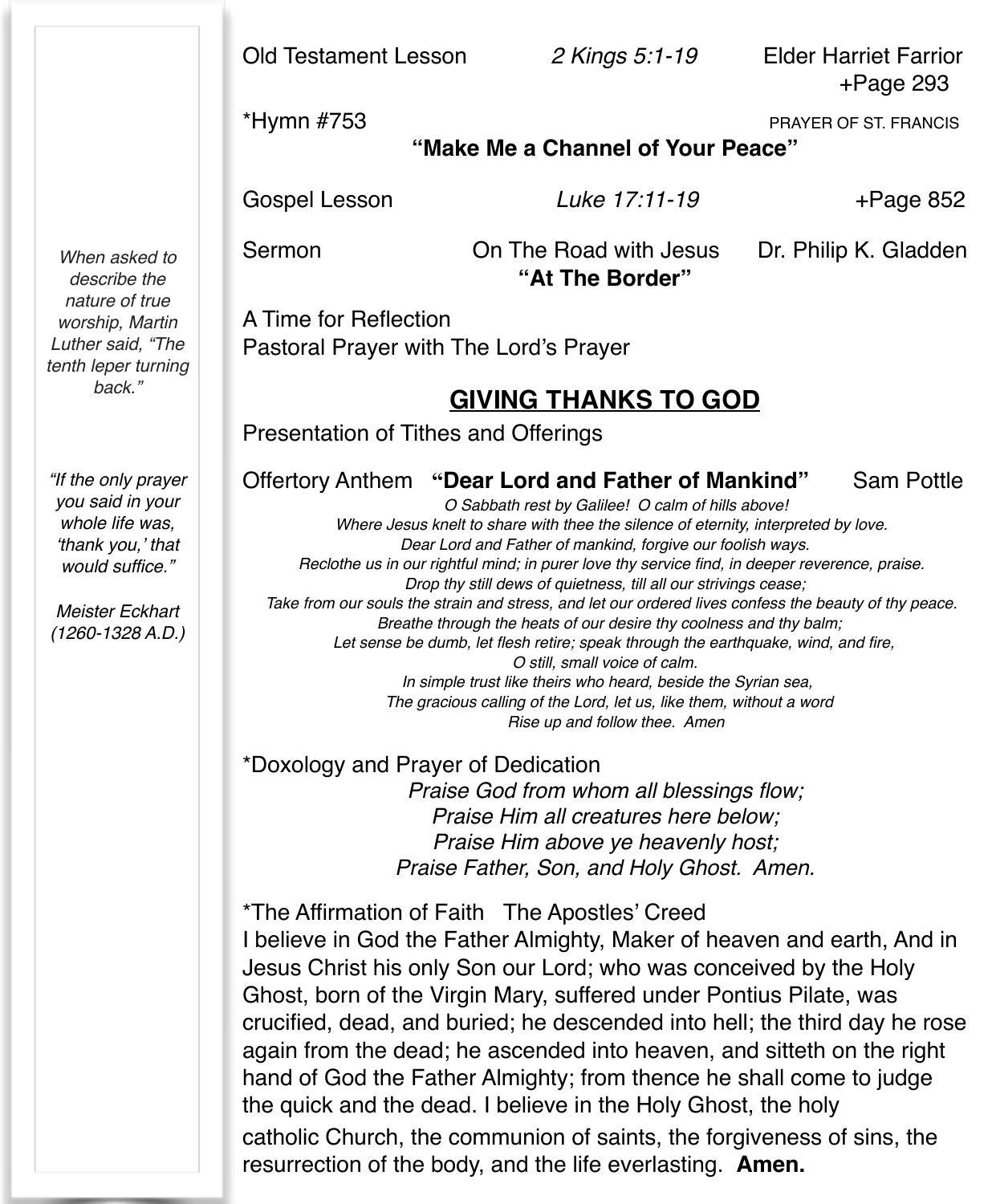Old Testament Lesson *2 Kings 5:1-19* Elder Harriet Farrior
+Page 293

*Hymn #753 PRAYER OF ST. FRANCIS
**"Make Me a Channel of Your Peace"**

Gospel Lesson *Luke 17:11-19* +Page 852

Sermon On The Road with Jesus Dr. Philip K. Gladden
**"At The Border"**

*When asked to describe the nature of true worship, Martin Luther said, "The tenth leper turning back."*

*"If the only prayer you said in your whole life was, 'thank you,' that would suffice."*

*Meister Eckhart (1260-1328 A.D.)*

A Time for Reflection
Pastoral Prayer with The Lord's Prayer

## GIVING THANKS TO GOD

Presentation of Tithes and Offerings

Offertory Anthem **"Dear Lord and Father of Mankind"** Sam Pottle

*O Sabbath rest by Galilee! O calm of hills above!*
*Where Jesus knelt to share with thee the silence of eternity, interpreted by love.*
*Dear Lord and Father of mankind, forgive our foolish ways.*
*Reclothe us in our rightful mind; in purer love thy service find, in deeper reverence, praise.*
*Drop thy still dews of quietness, till all our strivings cease;*
*Take from our souls the strain and stress, and let our ordered lives confess the beauty of thy peace.*
*Breathe through the heats of our desire thy coolness and thy balm;*
*Let sense be dumb, let flesh retire; speak through the earthquake, wind, and fire,*
*O still, small voice of calm.*
*In simple trust like theirs who heard, beside the Syrian sea,*
*The gracious calling of the Lord, let us, like them, without a word*
*Rise up and follow thee. Amen*

*Doxology and Prayer of Dedication

*Praise God from whom all blessings flow;*
*Praise Him all creatures here below;*
*Praise Him above ye heavenly host;*
*Praise Father, Son, and Holy Ghost. Amen.*

*The Affirmation of Faith The Apostles' Creed
I believe in God the Father Almighty, Maker of heaven and earth, And in Jesus Christ his only Son our Lord; who was conceived by the Holy Ghost, born of the Virgin Mary, suffered under Pontius Pilate, was crucified, dead, and buried; he descended into hell; the third day he rose again from the dead; he ascended into heaven, and sitteth on the right hand of God the Father Almighty; from thence he shall come to judge the quick and the dead. I believe in the Holy Ghost, the holy catholic Church, the communion of saints, the forgiveness of sins, the resurrection of the body, and the life everlasting. **Amen.**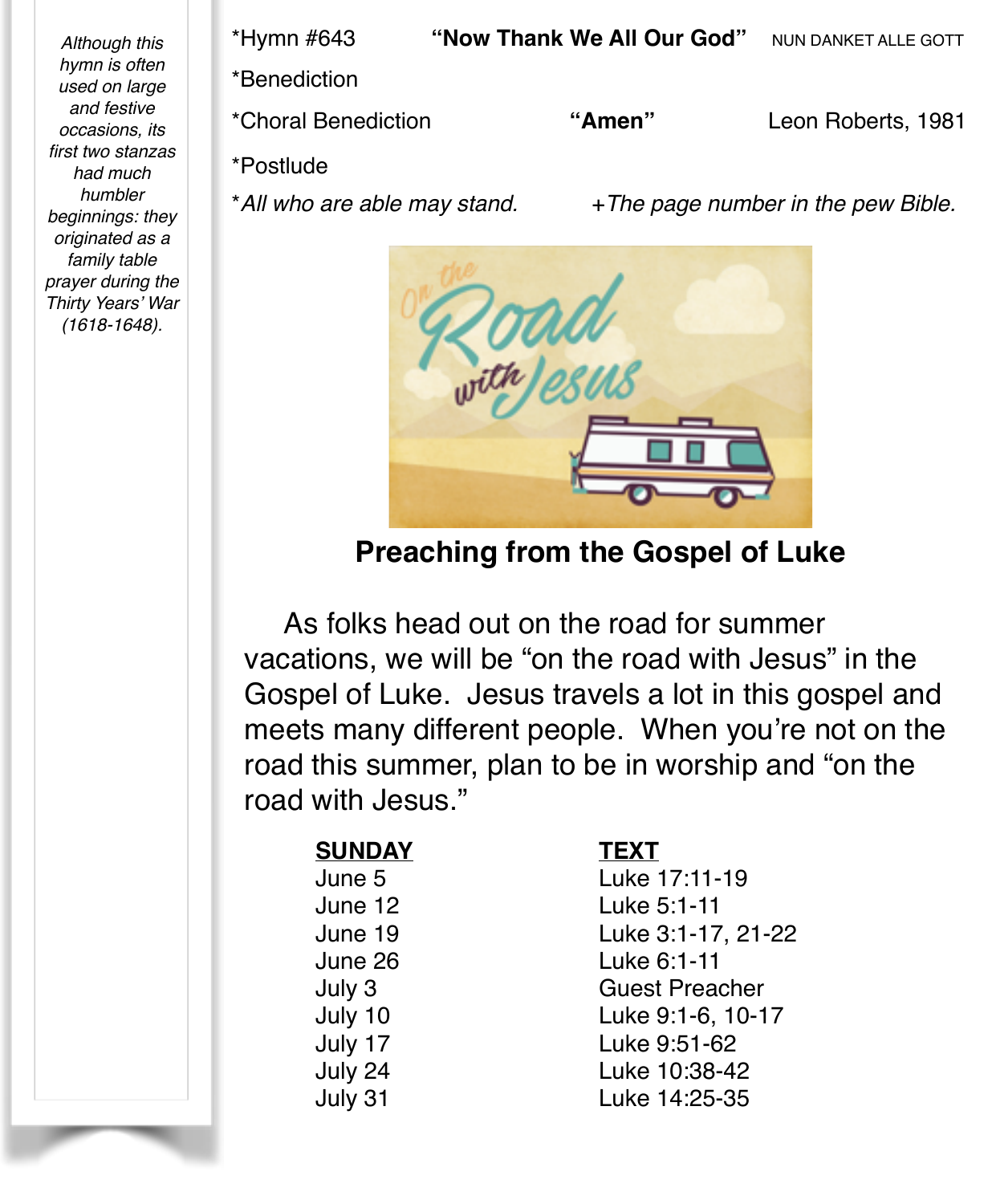*Although this hymn is often used on large and festive occasions, its first two stanzas had much humbler beginnings: they originated as a family table prayer during the Thirty Years' War (1618-1648).*

*Hymn #643 **"Now Thank We All Our God"** NUN DANKET ALLE GOTT

*Benediction

*Choral Benediction **"Amen"** Leon Roberts, 1981

*Postlude

**All who are able may stand.* +*The page number in the pew Bible.*

On the Road with Jesus

## Preaching from the Gospel of Luke

As folks head out on the road for summer vacations, we will be "on the road with Jesus" in the Gospel of Luke. Jesus travels a lot in this gospel and meets many different people. When you're not on the road this summer, plan to be in worship and "on the road with Jesus."

| SUNDAY | TEXT |
|---|---|
| June 5 | Luke 17:11-19 |
| June 12 | Luke 5:1-11 |
| June 19 | Luke 3:1-17, 21-22 |
| June 26 | Luke 6:1-11 |
| July 3 | Guest Preacher |
| July 10 | Luke 9:1-6, 10-17 |
| July 17 | Luke 9:51-62 |
| July 24 | Luke 10:38-42 |
| July 31 | Luke 14:25-35 |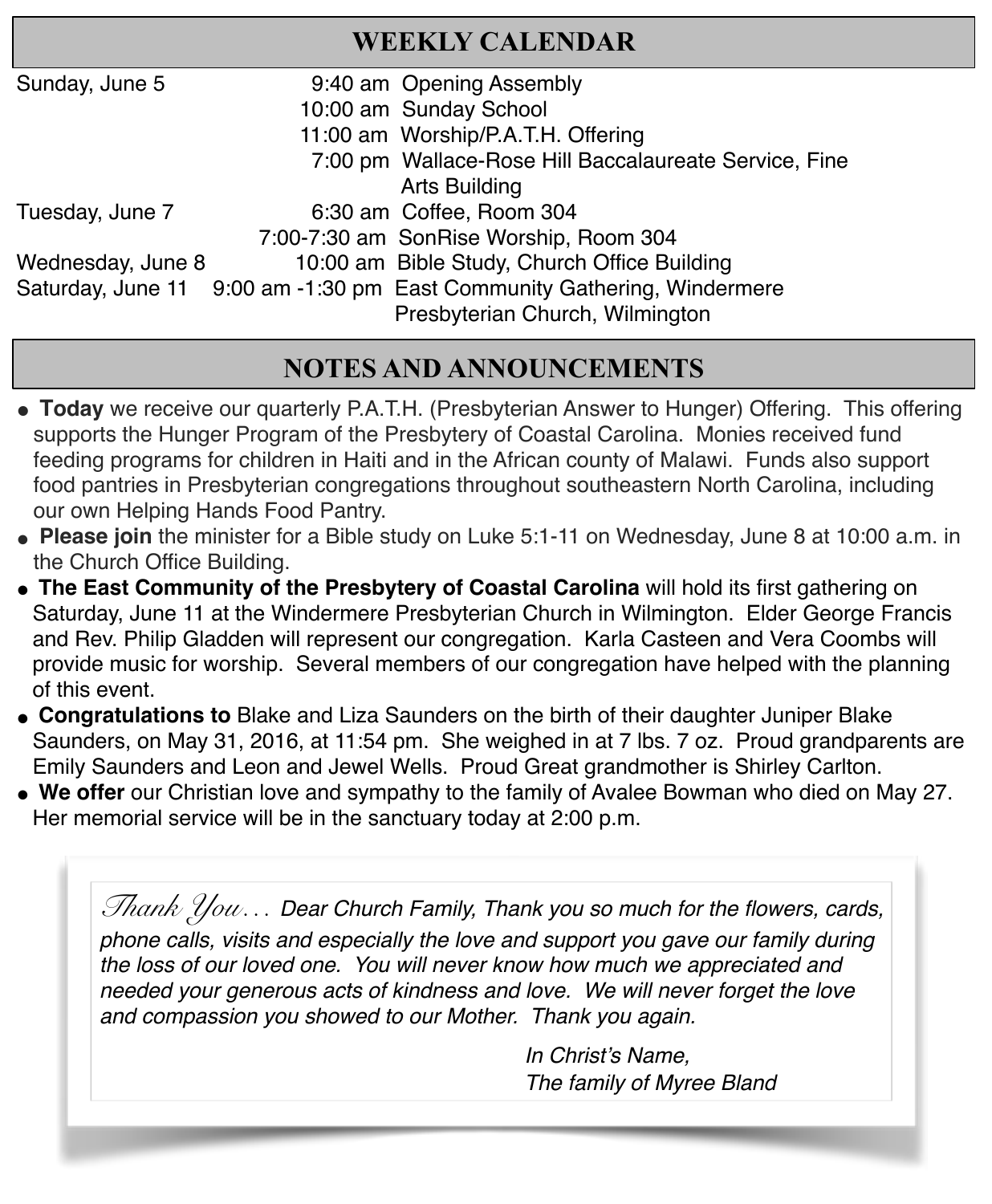## WEEKLY CALENDAR

| | | |
|---|---|---|
| Sunday, June 5 | 9:40 am | Opening Assembly |
| | 10:00 am | Sunday School |
| | 11:00 am | Worship/P.A.T.H. Offering |
| | 7:00 pm | Wallace-Rose Hill Baccalaureate Service, Fine Arts Building |
| Tuesday, June 7 | 6:30 am | Coffee, Room 304 |
| | 7:00-7:30 am | SonRise Worship, Room 304 |
| Wednesday, June 8 | 10:00 am | Bible Study, Church Office Building |
| Saturday, June 11 | 9:00 am -1:30 pm | East Community Gathering, Windermere Presbyterian Church, Wilmington |

## NOTES AND ANNOUNCEMENTS

- **Today** we receive our quarterly P.A.T.H. (Presbyterian Answer to Hunger) Offering. This offering supports the Hunger Program of the Presbytery of Coastal Carolina. Monies received fund feeding programs for children in Haiti and in the African county of Malawi. Funds also support food pantries in Presbyterian congregations throughout southeastern North Carolina, including our own Helping Hands Food Pantry.
- **Please join** the minister for a Bible study on Luke 5:1-11 on Wednesday, June 8 at 10:00 a.m. in the Church Office Building.
- **The East Community of the Presbytery of Coastal Carolina** will hold its first gathering on Saturday, June 11 at the Windermere Presbyterian Church in Wilmington. Elder George Francis and Rev. Philip Gladden will represent our congregation. Karla Casteen and Vera Coombs will provide music for worship. Several members of our congregation have helped with the planning of this event.
- **Congratulations to** Blake and Liza Saunders on the birth of their daughter Juniper Blake Saunders, on May 31, 2016, at 11:54 pm. She weighed in at 7 lbs. 7 oz. Proud grandparents are Emily Saunders and Leon and Jewel Wells. Proud Great grandmother is Shirley Carlton.
- **We offer** our Christian love and sympathy to the family of Avalee Bowman who died on May 27. Her memorial service will be in the sanctuary today at 2:00 p.m.

*Thank You… Dear Church Family, Thank you so much for the flowers, cards, phone calls, visits and especially the love and support you gave our family during the loss of our loved one. You will never know how much we appreciated and needed your generous acts of kindness and love. We will never forget the love and compassion you showed to our Mother. Thank you again.*

*In Christ's Name,*
*The family of Myree Bland*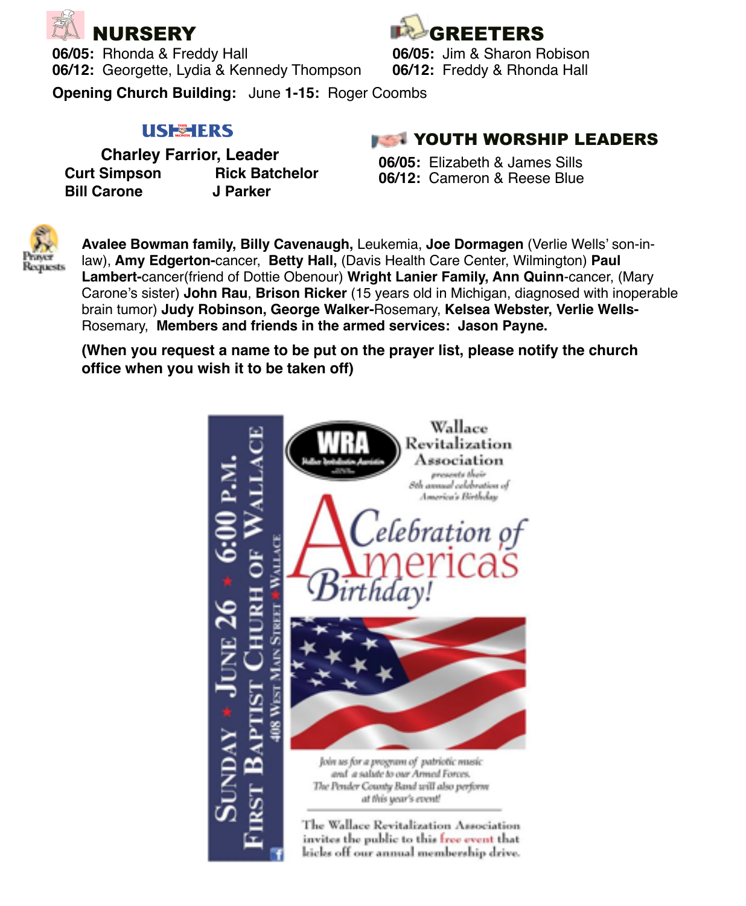## NURSERY

**06/05:** Rhonda & Freddy Hall
**06/12:** Georgette, Lydia & Kennedy Thompson

## GREETERS

**06/05:** Jim & Sharon Robison
**06/12:** Freddy & Rhonda Hall

**Opening Church Building:** June **1-15:** Roger Coombs

## USHERS

**Charley Farrior, Leader**

**Curt Simpson** **Rick Batchelor**
**Bill Carone** **J Parker**

## YOUTH WORSHIP LEADERS

**06/05:** Elizabeth & James Sills
**06/12:** Cameron & Reese Blue

Prayer Requests

**Avalee Bowman family, Billy Cavenaugh,** Leukemia, **Joe Dormagen** (Verlie Wells' son-in-law), **Amy Edgerton-**cancer, **Betty Hall,** (Davis Health Care Center, Wilmington) **Paul Lambert-**cancer(friend of Dottie Obenour) **Wright Lanier Family, Ann Quinn**-cancer, (Mary Carone's sister) **John Rau**, **Brison Ricker** (15 years old in Michigan, diagnosed with inoperable brain tumor) **Judy Robinson, George Walker-**Rosemary, **Kelsea Webster, Verlie Wells-**Rosemary, **Members and friends in the armed services: Jason Payne.**

**(When you request a name to be put on the prayer list, please notify the church office when you wish it to be taken off)**

SUNDAY ★ JUNE 26 ★ 6:00 P.M.
FIRST BAPTIST CHURH OF WALLACE
408 WEST MAIN STREET ★ WALLACE

WRA

Wallace Revitalization Association
presents their 8th annual celebration of America's Birthday

A Celebration of America's Birthday!

Join us for a program of patriotic music and a salute to our Armed Forces.
The Pender County Band will also perform at this year's event!

The Wallace Revitalization Association invites the public to this free event that kicks off our annual membership drive.